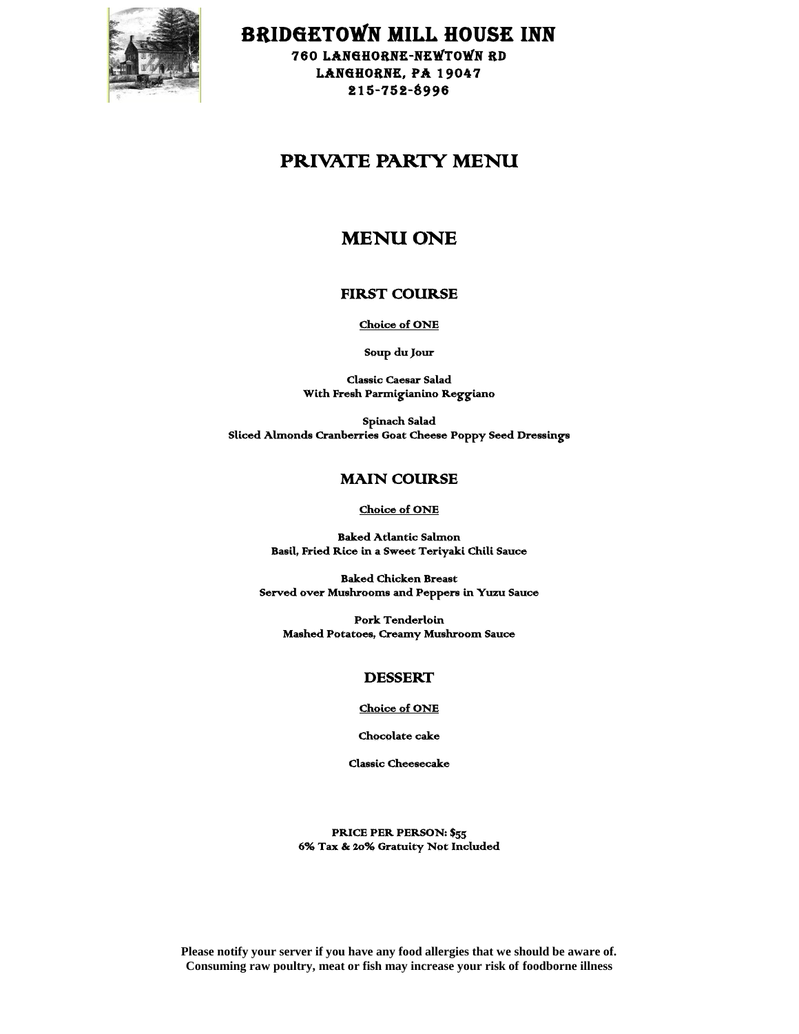# BRIDGETOWN MILL HOUSE INN

**760 LANGHORNE-NEWTOWN RD**
**LANGHORNE, PA 19047**
**215-752-8996**

## PRIVATE PARTY MENU

## MENU ONE

### FIRST COURSE

**Choice of ONE**

**Soup du Jour**

**Classic Caesar Salad**
**With Fresh Parmigianino Reggiano**

**Spinach Salad**
**Sliced Almonds Cranberries Goat Cheese Poppy Seed Dressings**

### MAIN COURSE

**Choice of ONE**

**Baked Atlantic Salmon**
**Basil, Fried Rice in a Sweet Teriyaki Chili Sauce**

**Baked Chicken Breast**
**Served over Mushrooms and Peppers in Yuzu Sauce**

**Pork Tenderloin**
**Mashed Potatoes, Creamy Mushroom Sauce**

### DESSERT

**Choice of ONE**

**Chocolate cake**

**Classic Cheesecake**

**PRICE PER PERSON: $55**
**6% Tax & 20% Gratuity Not Included**

**Please notify your server if you have any food allergies that we should be aware of.**
**Consuming raw poultry, meat or fish may increase your risk of foodborne illness**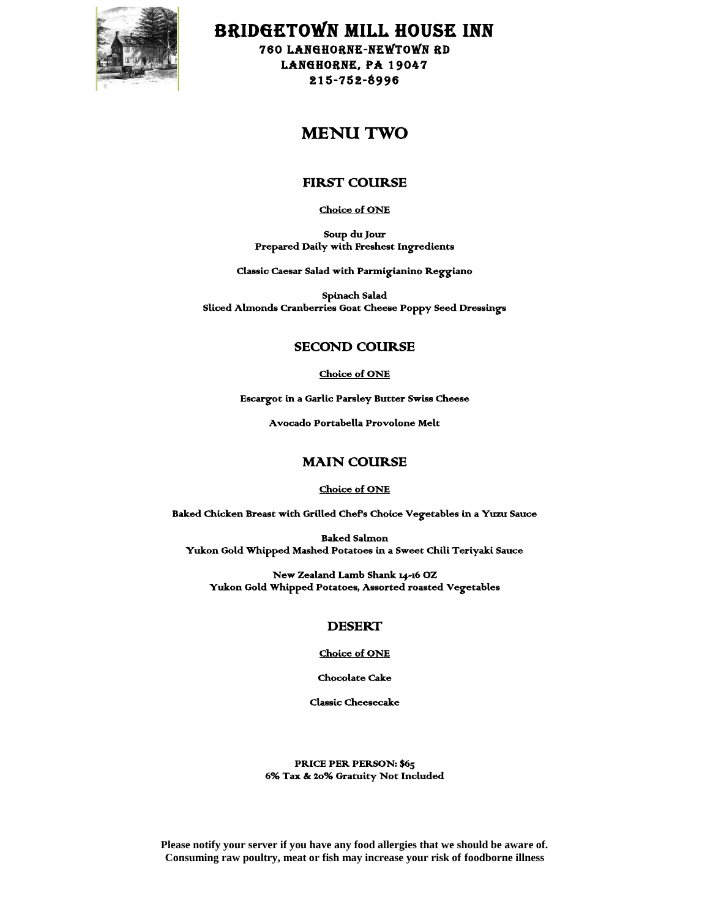# BRIDGETOWN MILL HOUSE INN

760 LANGHORNE-NEWTOWN RD
LANGHORNE, PA 19047
215-752-8996

## MENU TWO

### FIRST COURSE

**Choice of ONE**

**Soup du Jour**
**Prepared Daily with Freshest Ingredients**

**Classic Caesar Salad with Parmigianino Reggiano**

**Spinach Salad**
**Sliced Almonds Cranberries Goat Cheese Poppy Seed Dressings**

### SECOND COURSE

**Choice of ONE**

**Escargot in a Garlic Parsley Butter Swiss Cheese**

**Avocado Portabella Provolone Melt**

### MAIN COURSE

**Choice of ONE**

**Baked Chicken Breast with Grilled Chef's Choice Vegetables in a Yuzu Sauce**

**Baked Salmon**
**Yukon Gold Whipped Mashed Potatoes in a Sweet Chili Teriyaki Sauce**

**New Zealand Lamb Shank 14-16 OZ**
**Yukon Gold Whipped Potatoes, Assorted roasted Vegetables**

### DESERT

**Choice of ONE**

**Chocolate Cake**

**Classic Cheesecake**

**PRICE PER PERSON: $65**
**6% Tax & 20% Gratuity Not Included**

**Please notify your server if you have any food allergies that we should be aware of.**
**Consuming raw poultry, meat or fish may increase your risk of foodborne illness**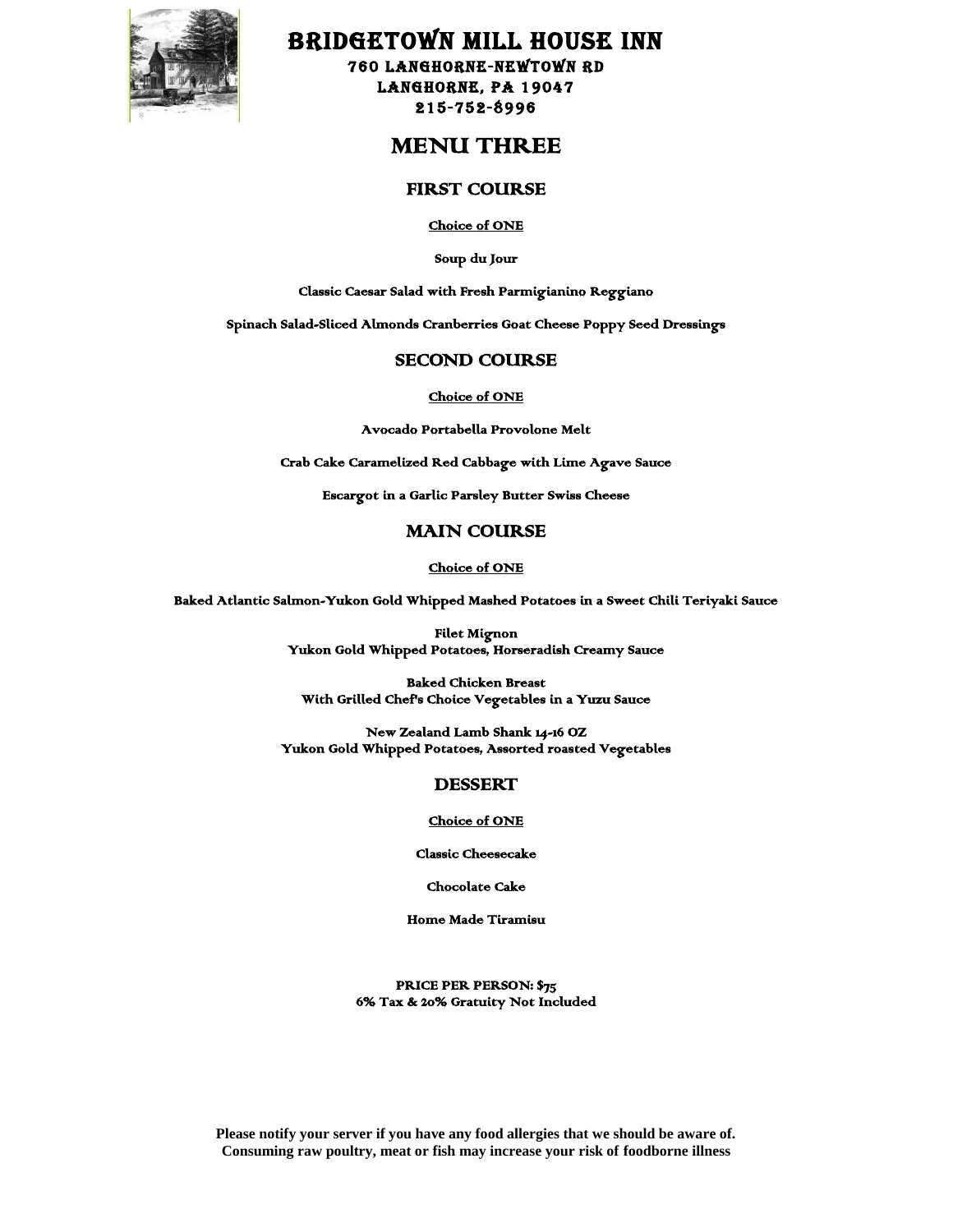# Bridgetown Mill House Inn

**760 Langhorne-Newtown Rd**
**Langhorne, PA 19047**
**215-752-8996**

## MENU THREE

### FIRST COURSE

**Choice of ONE**

**Soup du Jour**

**Classic Caesar Salad with Fresh Parmigianino Reggiano**

**Spinach Salad-Sliced Almonds Cranberries Goat Cheese Poppy Seed Dressings**

### SECOND COURSE

**Choice of ONE**

**Avocado Portabella Provolone Melt**

**Crab Cake Caramelized Red Cabbage with Lime Agave Sauce**

**Escargot in a Garlic Parsley Butter Swiss Cheese**

### MAIN COURSE

**Choice of ONE**

**Baked Atlantic Salmon-Yukon Gold Whipped Mashed Potatoes in a Sweet Chili Teriyaki Sauce**

**Filet Mignon**
**Yukon Gold Whipped Potatoes, Horseradish Creamy Sauce**

**Baked Chicken Breast**
**With Grilled Chef's Choice Vegetables in a Yuzu Sauce**

**New Zealand Lamb Shank 14-16 OZ**
**Yukon Gold Whipped Potatoes, Assorted roasted Vegetables**

### DESSERT

**Choice of ONE**

**Classic Cheesecake**

**Chocolate Cake**

**Home Made Tiramisu**

**PRICE PER PERSON: $75**
**6% Tax & 20% Gratuity Not Included**

**Please notify your server if you have any food allergies that we should be aware of.**
**Consuming raw poultry, meat or fish may increase your risk of foodborne illness**